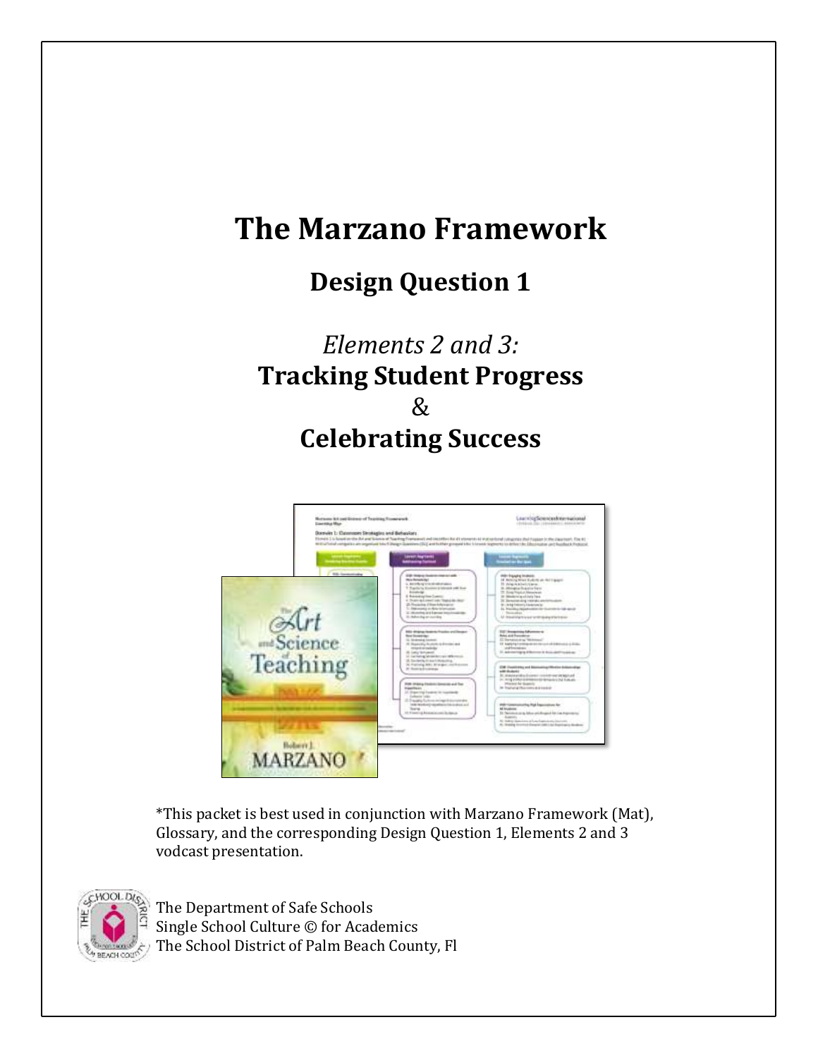# The Marzano Framework

## Design Question 1

*Elements 2 and 3:*
**Tracking Student Progress**
&
**Celebrating Success**

*This packet is best used in conjunction with Marzano Framework (Mat), Glossary, and the corresponding Design Question 1, Elements 2 and 3 vodcast presentation.

The Department of Safe Schools
Single School Culture © for Academics
The School District of Palm Beach County, Fl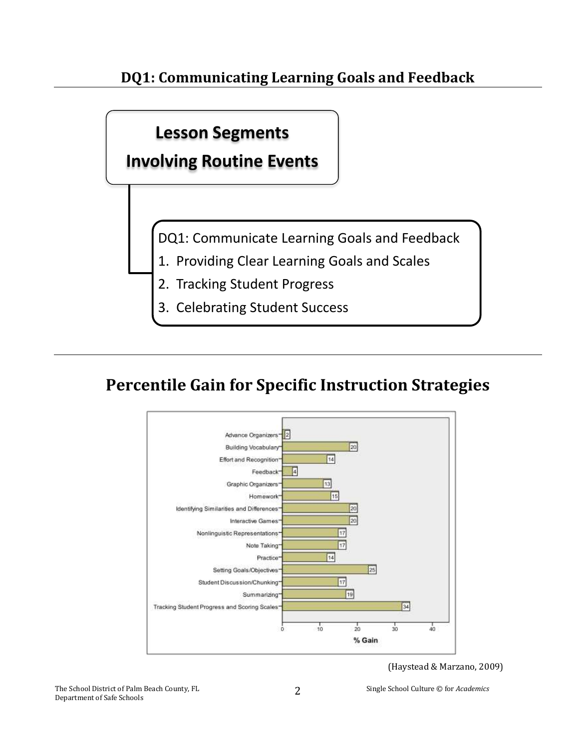## DQ1: Communicating Learning Goals and Feedback

**Lesson Segments Involving Routine Events**

DQ1: Communicate Learning Goals and Feedback

1. Providing Clear Learning Goals and Scales
2. Tracking Student Progress
3. Celebrating Student Success

## Percentile Gain for Specific Instruction Strategies

Advance Organizers 2
Building Vocabulary 20
Effort and Recognition 14
Feedback 4
Graphic Organizers 13
Homework 15
Identifying Similarities and Differences 20
Interactive Games 20
Nonlinguistic Representations 17
Note Taking 17
Practice 14
Setting Goals/Objectives 25
Student Discussion/Chunking 17
Summarizing 19
Tracking Student Progress and Scoring Scales 34

0 10 20 30 40
% Gain

(Haystead & Marzano, 2009)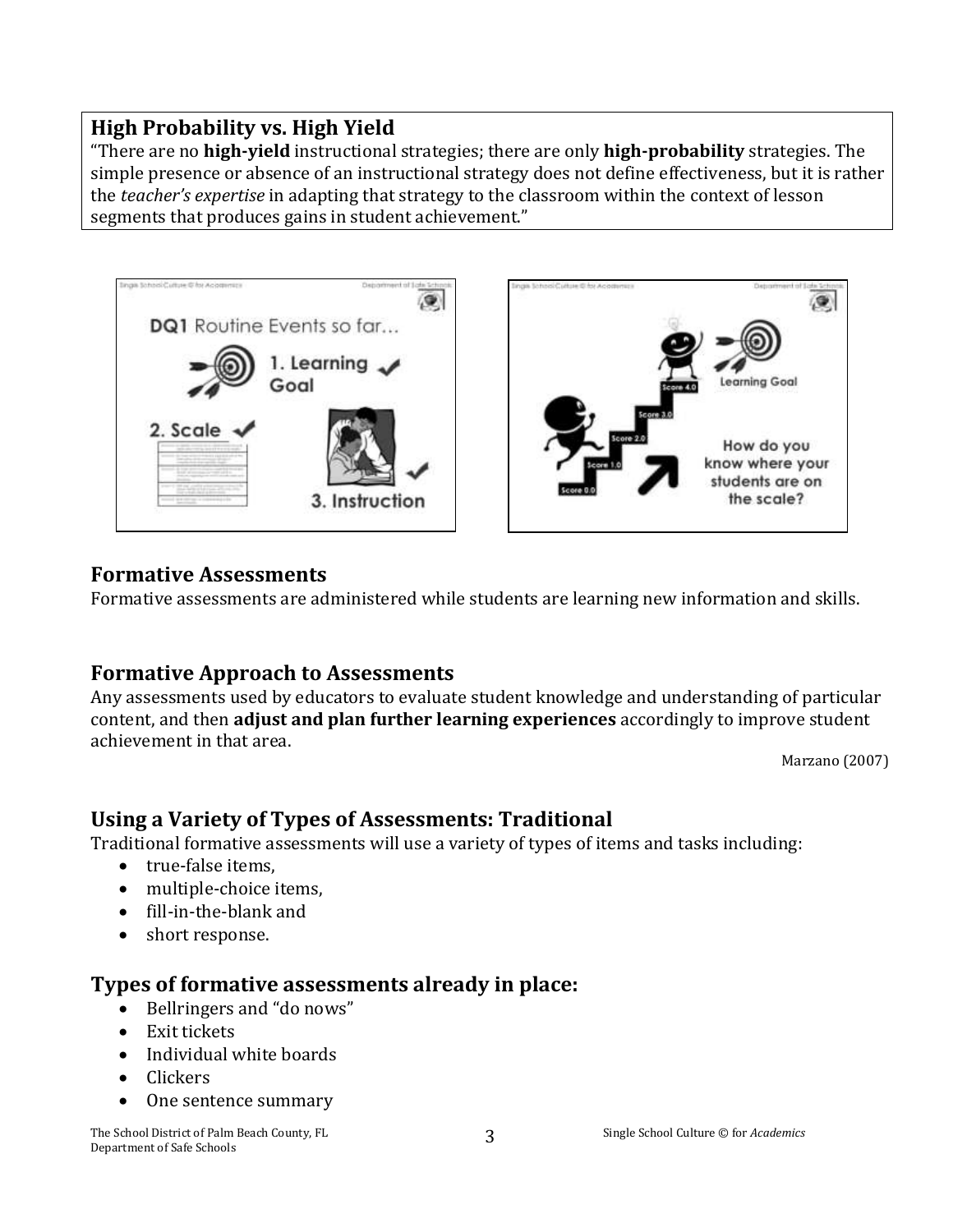## High Probability vs. High Yield

"There are no **high-yield** instructional strategies; there are only **high-probability** strategies. The simple presence or absence of an instructional strategy does not define effectiveness, but it is rather the *teacher's expertise* in adapting that strategy to the classroom within the context of lesson segments that produces gains in student achievement."

## Formative Assessments

Formative assessments are administered while students are learning new information and skills.

## Formative Approach to Assessments

Any assessments used by educators to evaluate student knowledge and understanding of particular content, and then **adjust and plan further learning experiences** accordingly to improve student achievement in that area.

Marzano (2007)

## Using a Variety of Types of Assessments: Traditional

Traditional formative assessments will use a variety of types of items and tasks including:

- true-false items,
- multiple-choice items,
- fill-in-the-blank and
- short response.

## Types of formative assessments already in place:

- Bellringers and "do nows"
- Exit tickets
- Individual white boards
- Clickers
- One sentence summary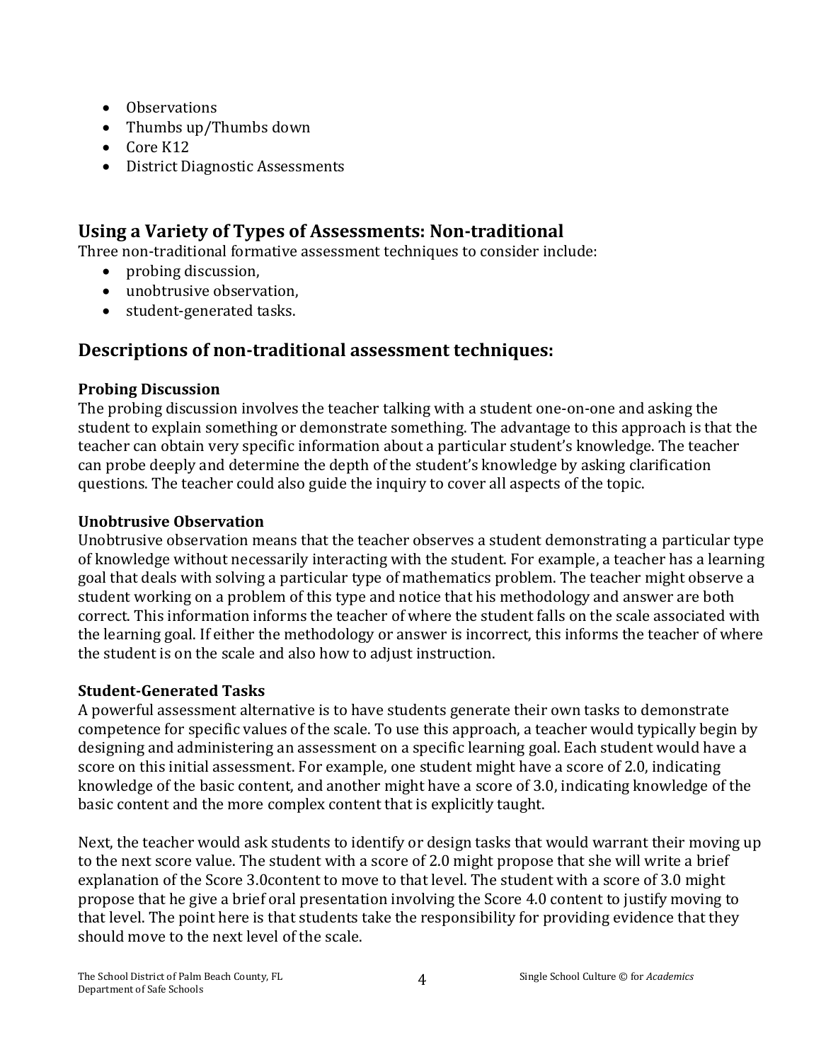- Observations
- Thumbs up/Thumbs down
- Core K12
- District Diagnostic Assessments

## Using a Variety of Types of Assessments: Non-traditional

Three non-traditional formative assessment techniques to consider include:

- probing discussion,
- unobtrusive observation,
- student-generated tasks.

## Descriptions of non-traditional assessment techniques:

**Probing Discussion**

The probing discussion involves the teacher talking with a student one-on-one and asking the student to explain something or demonstrate something. The advantage to this approach is that the teacher can obtain very specific information about a particular student's knowledge. The teacher can probe deeply and determine the depth of the student's knowledge by asking clarification questions. The teacher could also guide the inquiry to cover all aspects of the topic.

**Unobtrusive Observation**

Unobtrusive observation means that the teacher observes a student demonstrating a particular type of knowledge without necessarily interacting with the student. For example, a teacher has a learning goal that deals with solving a particular type of mathematics problem. The teacher might observe a student working on a problem of this type and notice that his methodology and answer are both correct. This information informs the teacher of where the student falls on the scale associated with the learning goal. If either the methodology or answer is incorrect, this informs the teacher of where the student is on the scale and also how to adjust instruction.

**Student-Generated Tasks**

A powerful assessment alternative is to have students generate their own tasks to demonstrate competence for specific values of the scale. To use this approach, a teacher would typically begin by designing and administering an assessment on a specific learning goal. Each student would have a score on this initial assessment. For example, one student might have a score of 2.0, indicating knowledge of the basic content, and another might have a score of 3.0, indicating knowledge of the basic content and the more complex content that is explicitly taught.

Next, the teacher would ask students to identify or design tasks that would warrant their moving up to the next score value. The student with a score of 2.0 might propose that she will write a brief explanation of the Score 3.0content to move to that level. The student with a score of 3.0 might propose that he give a brief oral presentation involving the Score 4.0 content to justify moving to that level. The point here is that students take the responsibility for providing evidence that they should move to the next level of the scale.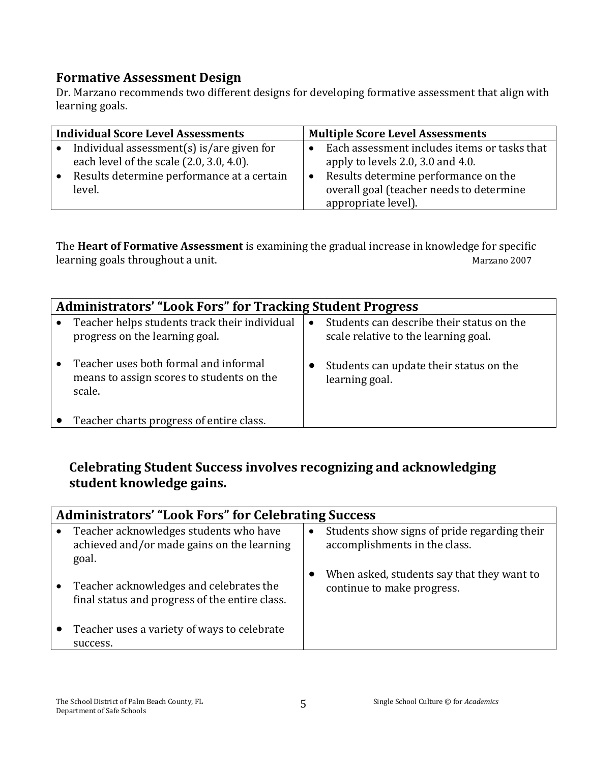## Formative Assessment Design

Dr. Marzano recommends two different designs for developing formative assessment that align with learning goals.

| Individual Score Level Assessments | Multiple Score Level Assessments |
|---|---|
| • Individual assessment(s) is/are given for each level of the scale (2.0, 3.0, 4.0).<br>• Results determine performance at a certain level. | • Each assessment includes items or tasks that apply to levels 2.0, 3.0 and 4.0.<br>• Results determine performance on the overall goal (teacher needs to determine appropriate level). |

The **Heart of Formative Assessment** is examining the gradual increase in knowledge for specific learning goals throughout a unit. Marzano 2007

| Administrators' "Look Fors" for Tracking Student Progress | |
|---|---|
| • Teacher helps students track their individual progress on the learning goal.<br>• Teacher uses both formal and informal means to assign scores to students on the scale.<br>• Teacher charts progress of entire class. | • Students can describe their status on the scale relative to the learning goal.<br>• Students can update their status on the learning goal. |

### Celebrating Student Success involves recognizing and acknowledging student knowledge gains.

| Administrators' "Look Fors" for Celebrating Success | |
|---|---|
| • Teacher acknowledges students who have achieved and/or made gains on the learning goal.<br>• Teacher acknowledges and celebrates the final status and progress of the entire class.<br>• Teacher uses a variety of ways to celebrate success. | • Students show signs of pride regarding their accomplishments in the class.<br>• When asked, students say that they want to continue to make progress. |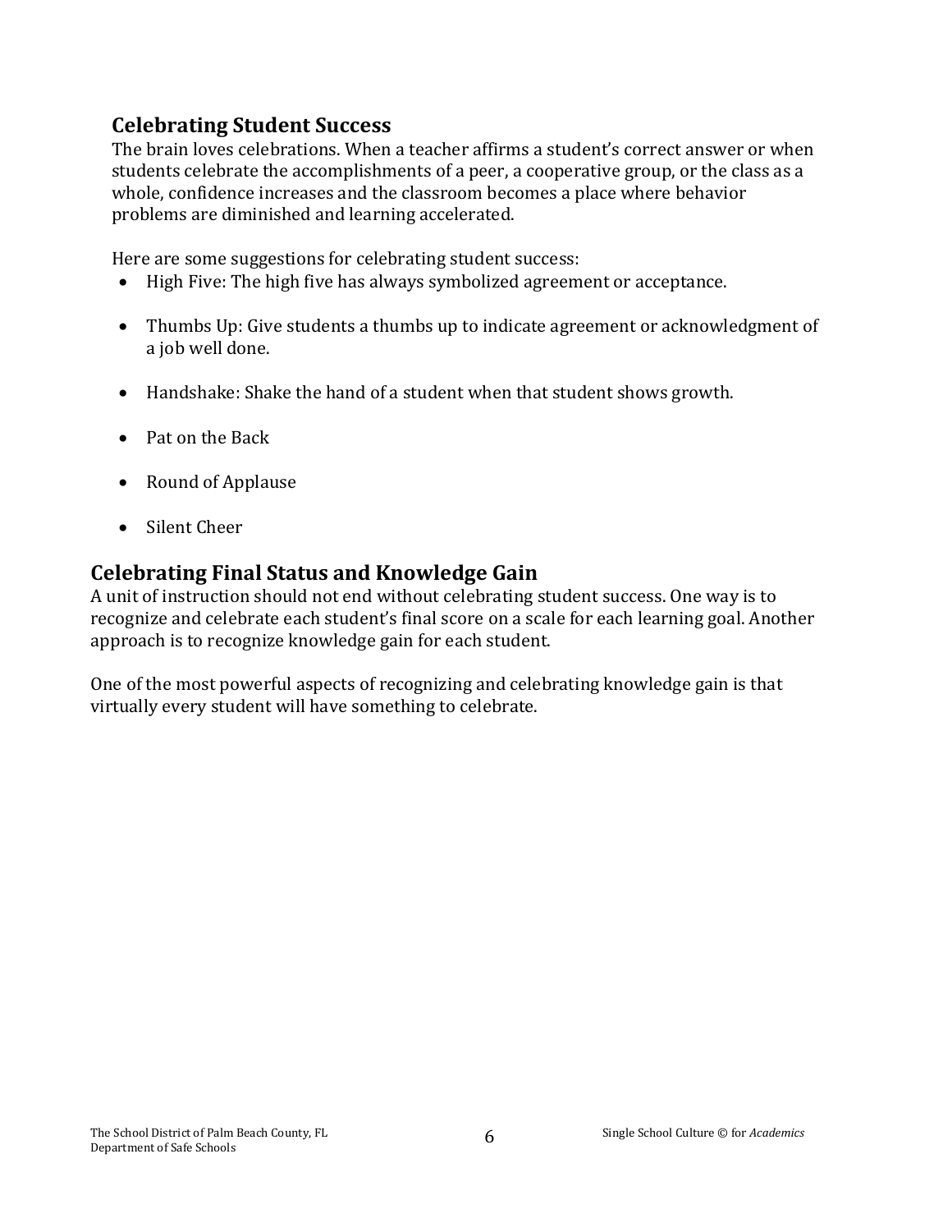### Celebrating Student Success

The brain loves celebrations. When a teacher affirms a student's correct answer or when students celebrate the accomplishments of a peer, a cooperative group, or the class as a whole, confidence increases and the classroom becomes a place where behavior problems are diminished and learning accelerated.

Here are some suggestions for celebrating student success:

- High Five: The high five has always symbolized agreement or acceptance.
- Thumbs Up: Give students a thumbs up to indicate agreement or acknowledgment of a job well done.
- Handshake: Shake the hand of a student when that student shows growth.
- Pat on the Back
- Round of Applause
- Silent Cheer

## Celebrating Final Status and Knowledge Gain

A unit of instruction should not end without celebrating student success. One way is to recognize and celebrate each student's final score on a scale for each learning goal. Another approach is to recognize knowledge gain for each student.

One of the most powerful aspects of recognizing and celebrating knowledge gain is that virtually every student will have something to celebrate.